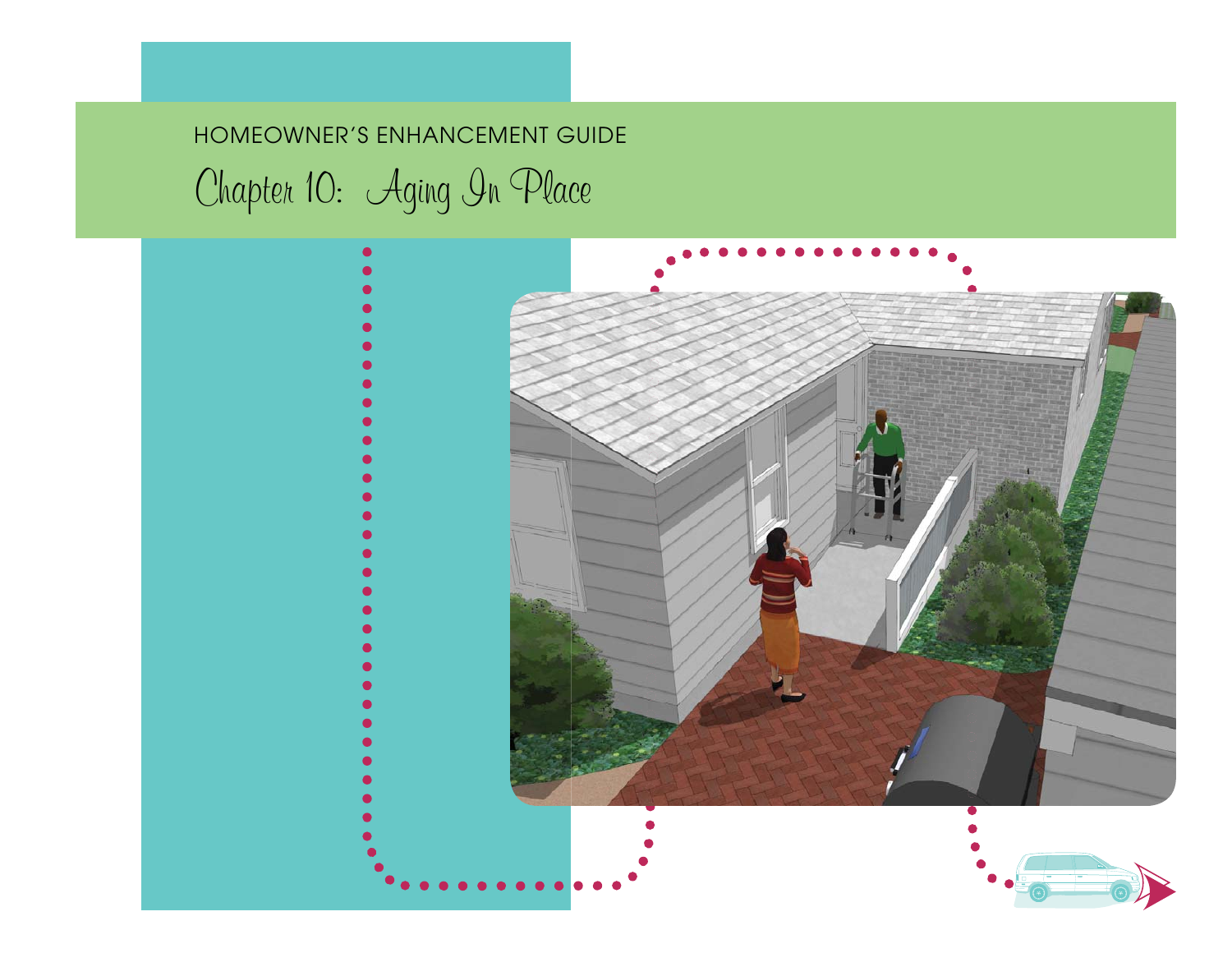HOMEOWNER'S ENHANCEMENT GUIDE

# Chapter 10: Aging In Place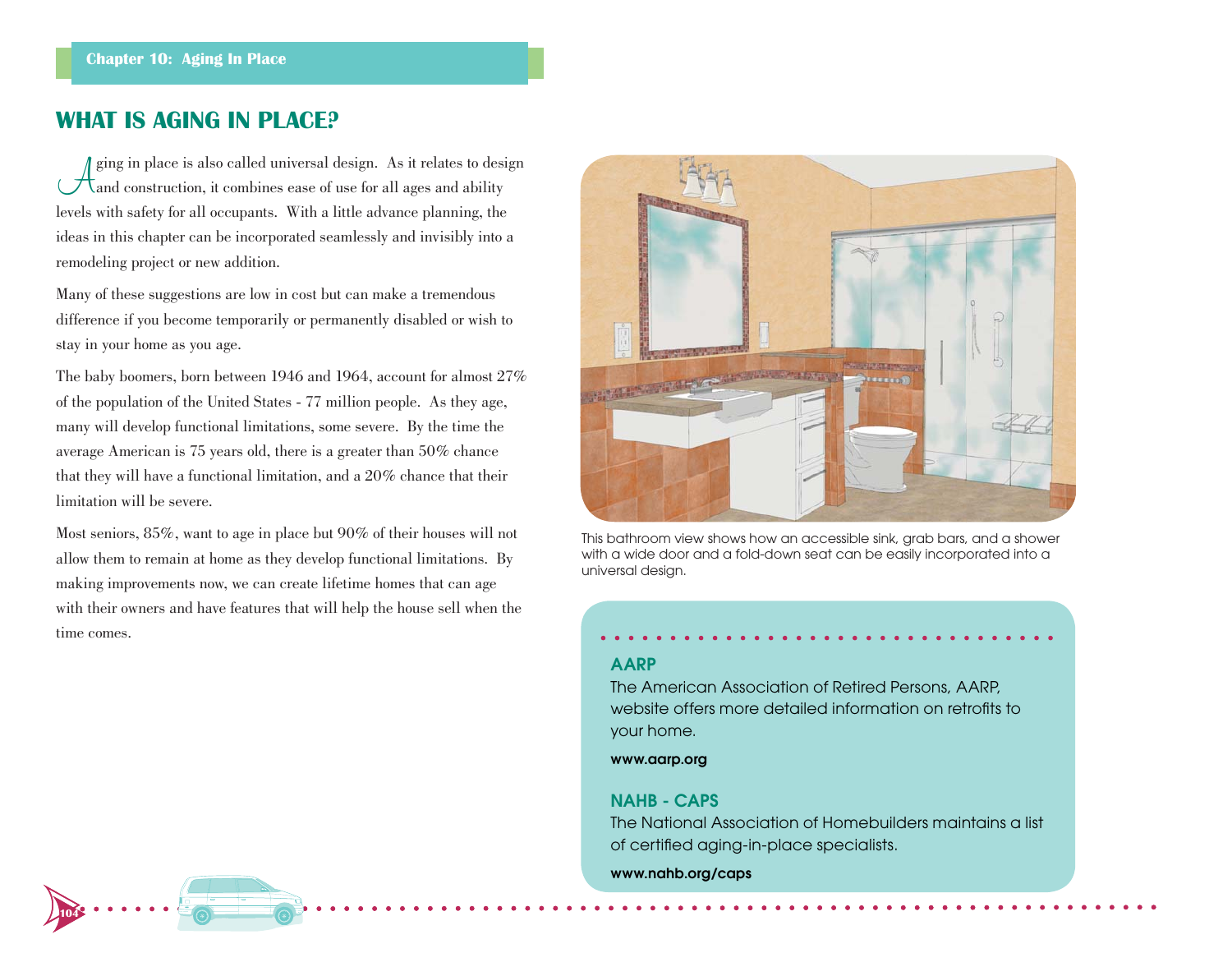## WHAT IS AGING IN PLACE?

Aging in place is also called universal design. As it relates to design and construction, it combines ease of use for all ages and ability levels with safety for all occupants. With a little advance planning, the ideas in this chapter can be incorporated seamlessly and invisibly into a remodeling project or new addition.

Many of these suggestions are low in cost but can make a tremendous difference if you become temporarily or permanently disabled or wish to stay in your home as you age.

The baby boomers, born between 1946 and 1964, account for almost 27% of the population of the United States - 77 million people. As they age, many will develop functional limitations, some severe. By the time the average American is 75 years old, there is a greater than 50% chance that they will have a functional limitation, and a 20% chance that their limitation will be severe.

Most seniors, 85%, want to age in place but 90% of their houses will not allow them to remain at home as they develop functional limitations. By making improvements now, we can create lifetime homes that can age with their owners and have features that will help the house sell when the time comes.

This bathroom view shows how an accessible sink, grab bars, and a shower with a wide door and a fold-down seat can be easily incorporated into a universal design.

**AARP**

The American Association of Retired Persons, AARP, website offers more detailed information on retrofits to your home.

**www.aarp.org**

**NAHB - CAPS**

The National Association of Homebuilders maintains a list of certified aging-in-place specialists.

**www.nahb.org/caps**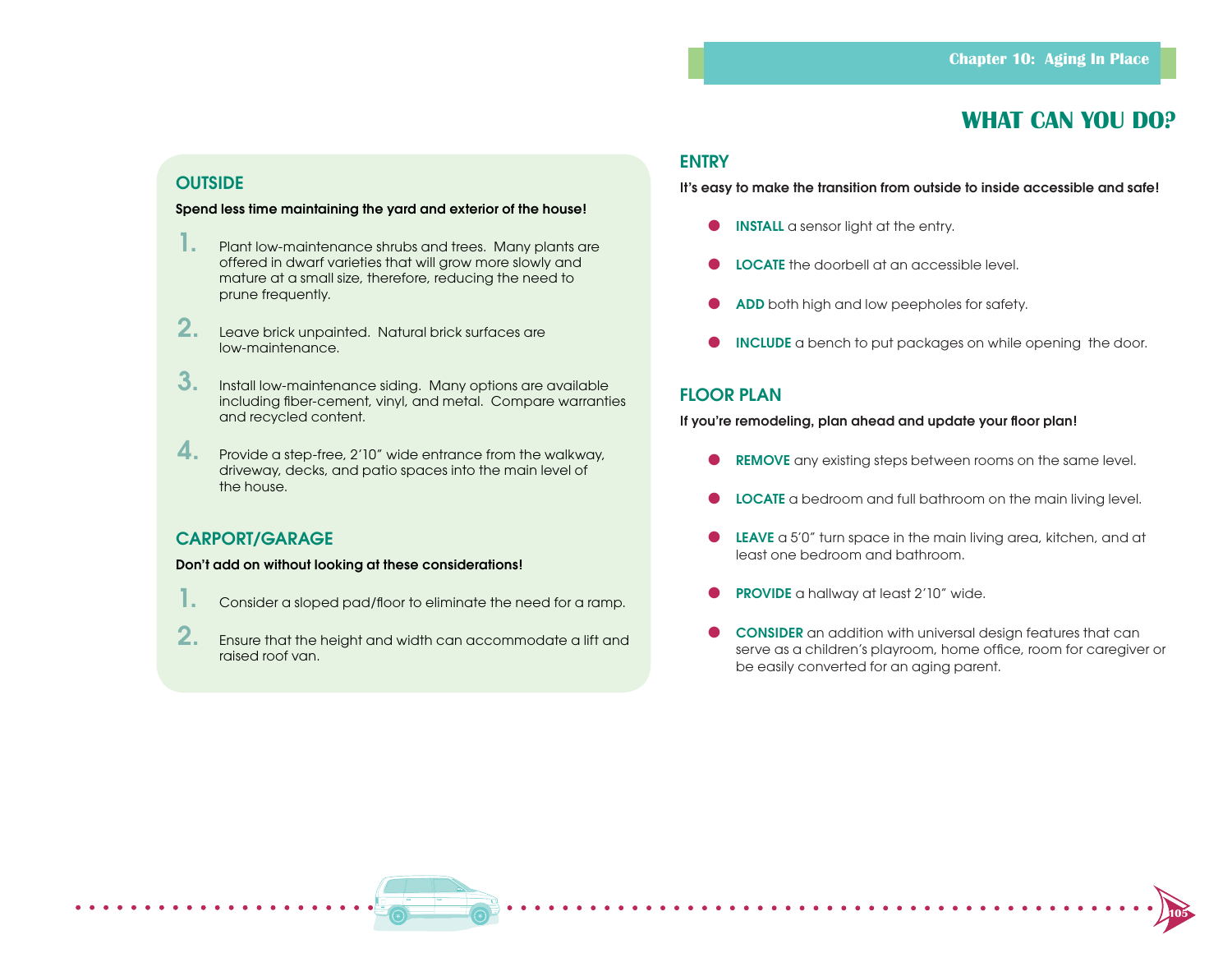# WHAT CAN YOU DO?

## OUTSIDE

**Spend less time maintaining the yard and exterior of the house!**

1. Plant low-maintenance shrubs and trees. Many plants are offered in dwarf varieties that will grow more slowly and mature at a small size, therefore, reducing the need to prune frequently.
2. Leave brick unpainted. Natural brick surfaces are low-maintenance.
3. Install low-maintenance siding. Many options are available including fiber-cement, vinyl, and metal. Compare warranties and recycled content.
4. Provide a step-free, 2'10" wide entrance from the walkway, driveway, decks, and patio spaces into the main level of the house.

## CARPORT/GARAGE

**Don't add on without looking at these considerations!**

1. Consider a sloped pad/floor to eliminate the need for a ramp.
2. Ensure that the height and width can accommodate a lift and raised roof van.

## ENTRY

**It's easy to make the transition from outside to inside accessible and safe!**

- **INSTALL** a sensor light at the entry.
- **LOCATE** the doorbell at an accessible level.
- **ADD** both high and low peepholes for safety.
- **INCLUDE** a bench to put packages on while opening the door.

## FLOOR PLAN

**If you're remodeling, plan ahead and update your floor plan!**

- **REMOVE** any existing steps between rooms on the same level.
- **LOCATE** a bedroom and full bathroom on the main living level.
- **LEAVE** a 5'0" turn space in the main living area, kitchen, and at least one bedroom and bathroom.
- **PROVIDE** a hallway at least 2'10" wide.
- **CONSIDER** an addition with universal design features that can serve as a children's playroom, home office, room for caregiver or be easily converted for an aging parent.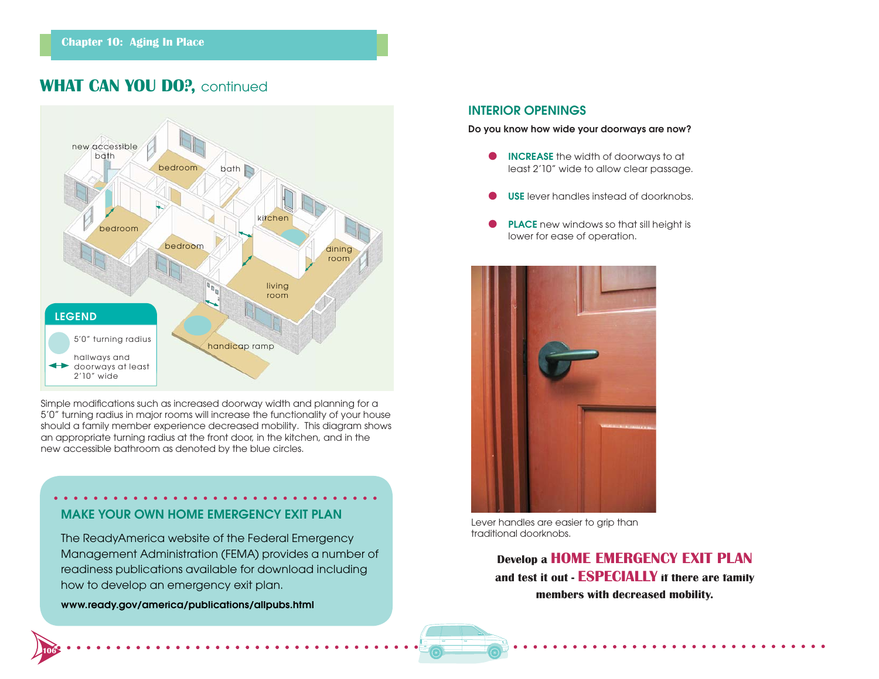## WHAT CAN YOU DO?, continued

Simple modifications such as increased doorway width and planning for a 5′0″ turning radius in major rooms will increase the functionality of your house should a family member experience decreased mobility. This diagram shows an appropriate turning radius at the front door, in the kitchen, and in the new accessible bathroom as denoted by the blue circles.

### MAKE YOUR OWN HOME EMERGENCY EXIT PLAN

The ReadyAmerica website of the Federal Emergency Management Administration (FEMA) provides a number of readiness publications available for download including how to develop an emergency exit plan.

**www.ready.gov/america/publications/allpubs.html**

### INTERIOR OPENINGS

**Do you know how wide your doorways are now?**

- **INCREASE** the width of doorways to at least 2′10″ wide to allow clear passage.
- **USE** lever handles instead of doorknobs.
- **PLACE** new windows so that sill height is lower for ease of operation.

Lever handles are easier to grip than traditional doorknobs.

**Develop a HOME EMERGENCY EXIT PLAN and test it out - ESPECIALLY if there are family members with decreased mobility.**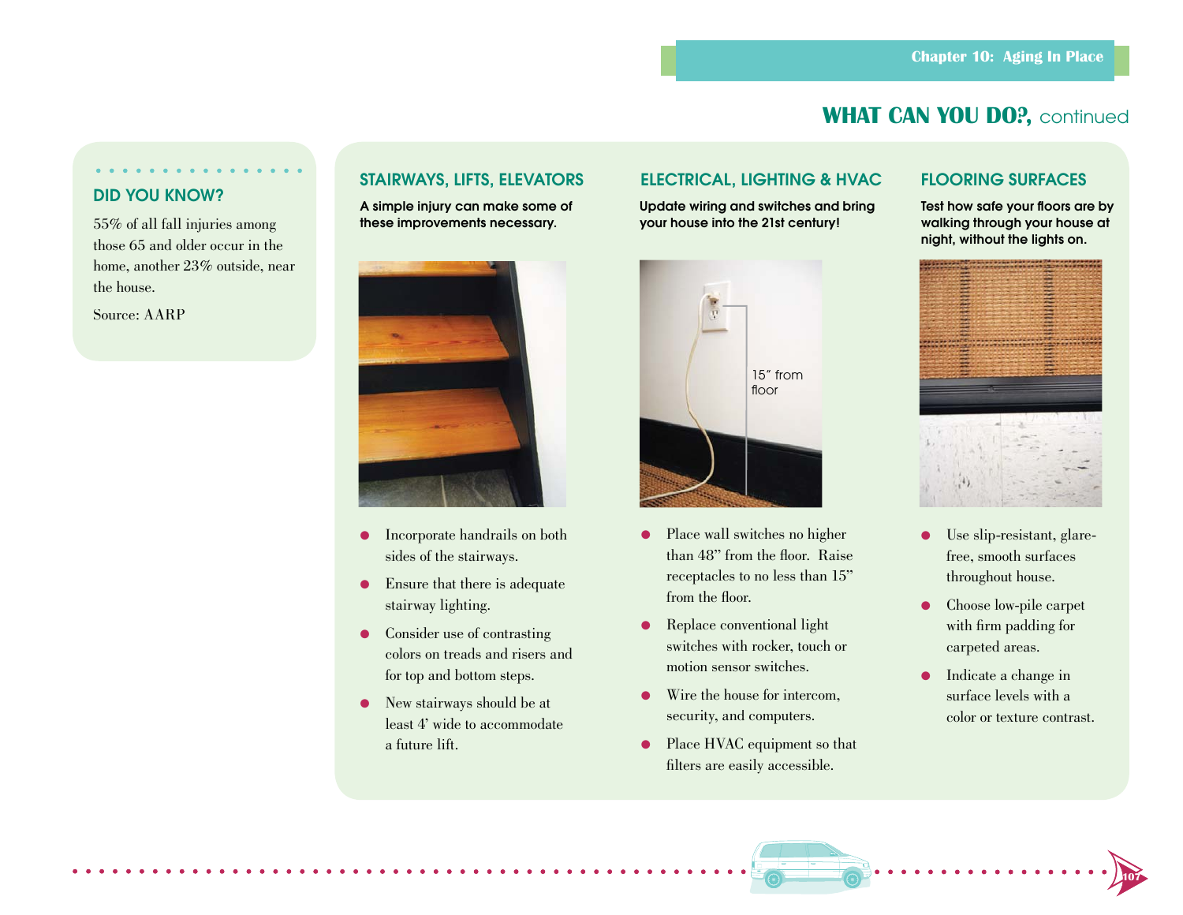## WHAT CAN YOU DO?, continued

### DID YOU KNOW?

55% of all fall injuries among those 65 and older occur in the home, another 23% outside, near the house.

Source: AARP

### STAIRWAYS, LIFTS, ELEVATORS

**A simple injury can make some of these improvements necessary.**

- Incorporate handrails on both sides of the stairways.
- Ensure that there is adequate stairway lighting.
- Consider use of contrasting colors on treads and risers and for top and bottom steps.
- New stairways should be at least 4' wide to accommodate a future lift.

### ELECTRICAL, LIGHTING & HVAC

**Update wiring and switches and bring your house into the 21st century!**

15" from floor

- Place wall switches no higher than 48" from the floor. Raise receptacles to no less than 15" from the floor.
- Replace conventional light switches with rocker, touch or motion sensor switches.
- Wire the house for intercom, security, and computers.
- Place HVAC equipment so that filters are easily accessible.

### FLOORING SURFACES

**Test how safe your floors are by walking through your house at night, without the lights on.**

- Use slip-resistant, glare-free, smooth surfaces throughout house.
- Choose low-pile carpet with firm padding for carpeted areas.
- Indicate a change in surface levels with a color or texture contrast.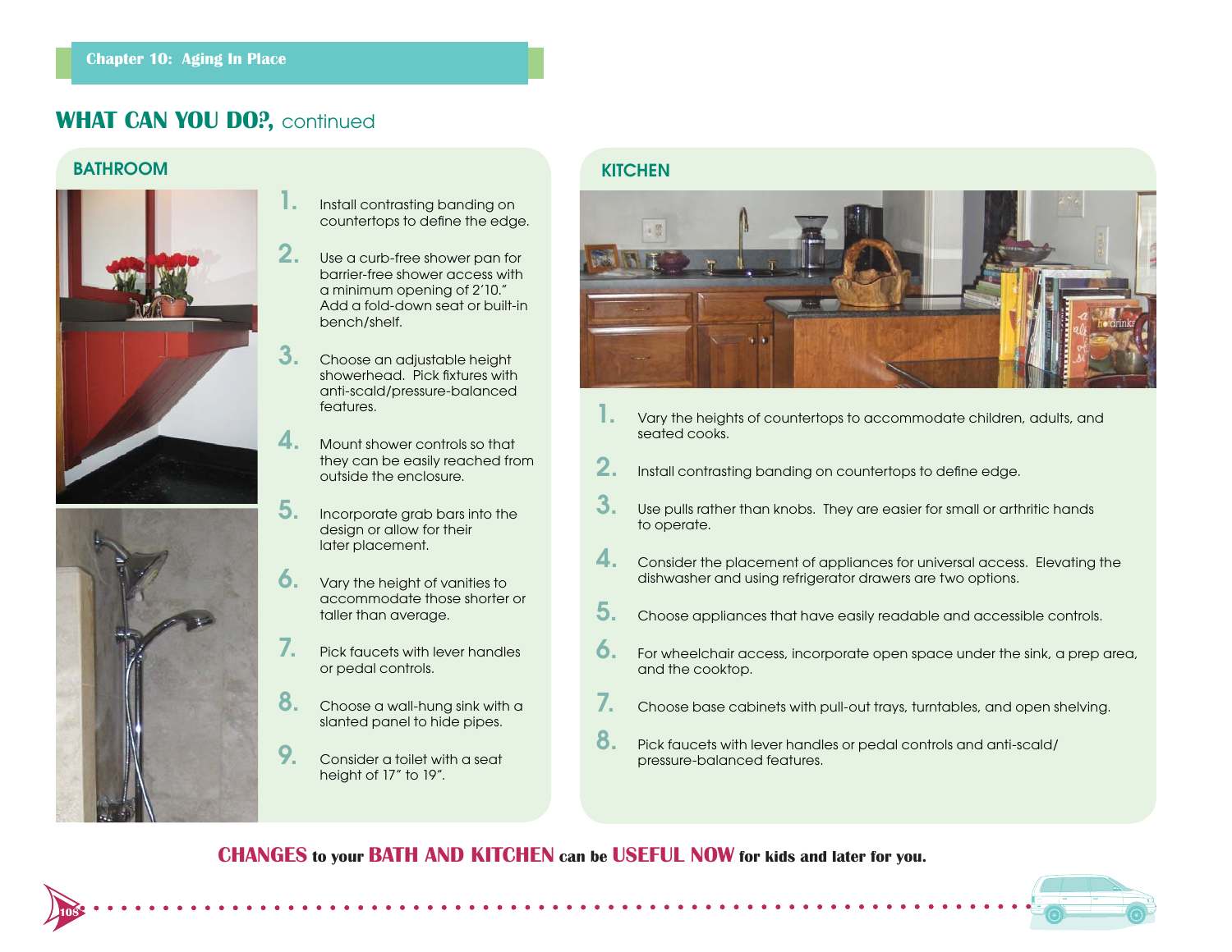## WHAT CAN YOU DO?, continued

### BATHROOM

1. Install contrasting banding on countertops to define the edge.
2. Use a curb-free shower pan for barrier-free shower access with a minimum opening of 2′10.″ Add a fold-down seat or built-in bench/shelf.
3. Choose an adjustable height showerhead. Pick fixtures with anti-scald/pressure-balanced features.
4. Mount shower controls so that they can be easily reached from outside the enclosure.
5. Incorporate grab bars into the design or allow for their later placement.
6. Vary the height of vanities to accommodate those shorter or taller than average.
7. Pick faucets with lever handles or pedal controls.
8. Choose a wall-hung sink with a slanted panel to hide pipes.
9. Consider a toilet with a seat height of 17″ to 19″.

### KITCHEN

1. Vary the heights of countertops to accommodate children, adults, and seated cooks.
2. Install contrasting banding on countertops to define edge.
3. Use pulls rather than knobs. They are easier for small or arthritic hands to operate.
4. Consider the placement of appliances for universal access. Elevating the dishwasher and using refrigerator drawers are two options.
5. Choose appliances that have easily readable and accessible controls.
6. For wheelchair access, incorporate open space under the sink, a prep area, and the cooktop.
7. Choose base cabinets with pull-out trays, turntables, and open shelving.
8. Pick faucets with lever handles or pedal controls and anti-scald/pressure-balanced features.

**CHANGES to your BATH AND KITCHEN can be USEFUL NOW for kids and later for you.**